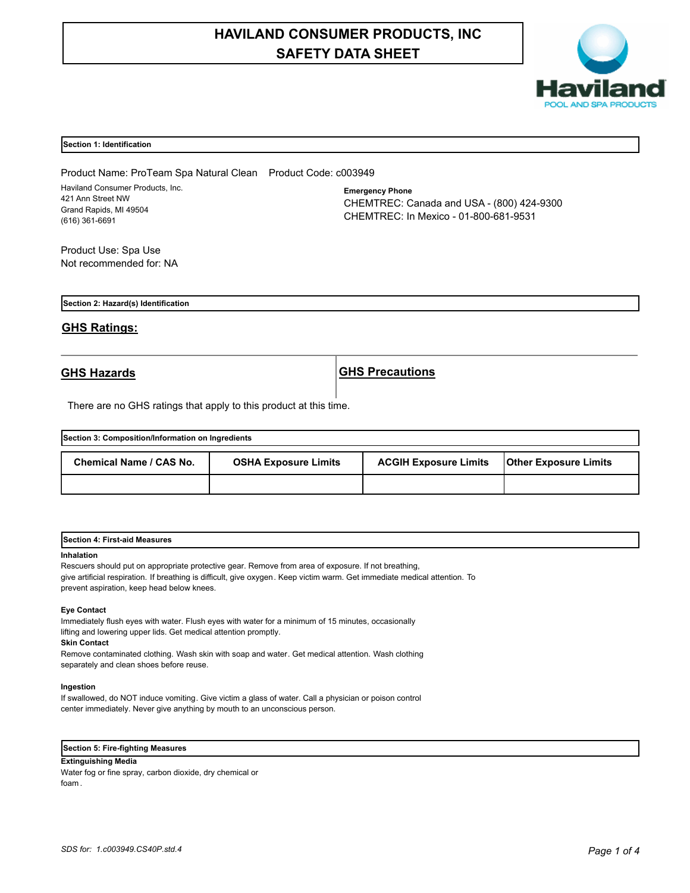# HAVILAND CONSUMER PRODUCTS, INC
# SAFETY DATA SHEET

## Section 1: Identification

Product Name: ProTeam Spa Natural Clean    Product Code: c003949

Haviland Consumer Products, Inc.
421 Ann Street NW
Grand Rapids, MI 49504
(616) 361-6691

**Emergency Phone**
CHEMTREC: Canada and USA - (800) 424-9300
CHEMTREC: In Mexico - 01-800-681-9531

Product Use: Spa Use
Not recommended for: NA

## Section 2: Hazard(s) Identification

### GHS Ratings:

| GHS Hazards | GHS Precautions |
| --- | --- |

There are no GHS ratings that apply to this product at this time.

## Section 3: Composition/Information on Ingredients

| Chemical Name / CAS No. | OSHA Exposure Limits | ACGIH Exposure Limits | Other Exposure Limits |
| --- | --- | --- | --- |
| | | | |

## Section 4: First-aid Measures

**Inhalation**
Rescuers should put on appropriate protective gear. Remove from area of exposure. If not breathing, give artificial respiration. If breathing is difficult, give oxygen. Keep victim warm. Get immediate medical attention. To prevent aspiration, keep head below knees.

**Eye Contact**
Immediately flush eyes with water. Flush eyes with water for a minimum of 15 minutes, occasionally lifting and lowering upper lids. Get medical attention promptly.

**Skin Contact**
Remove contaminated clothing. Wash skin with soap and water. Get medical attention. Wash clothing separately and clean shoes before reuse.

**Ingestion**
If swallowed, do NOT induce vomiting. Give victim a glass of water. Call a physician or poison control center immediately. Never give anything by mouth to an unconscious person.

## Section 5: Fire-fighting Measures

**Extinguishing Media**
Water fog or fine spray, carbon dioxide, dry chemical or foam.

*SDS for: 1.c003949.CS40P.std.4*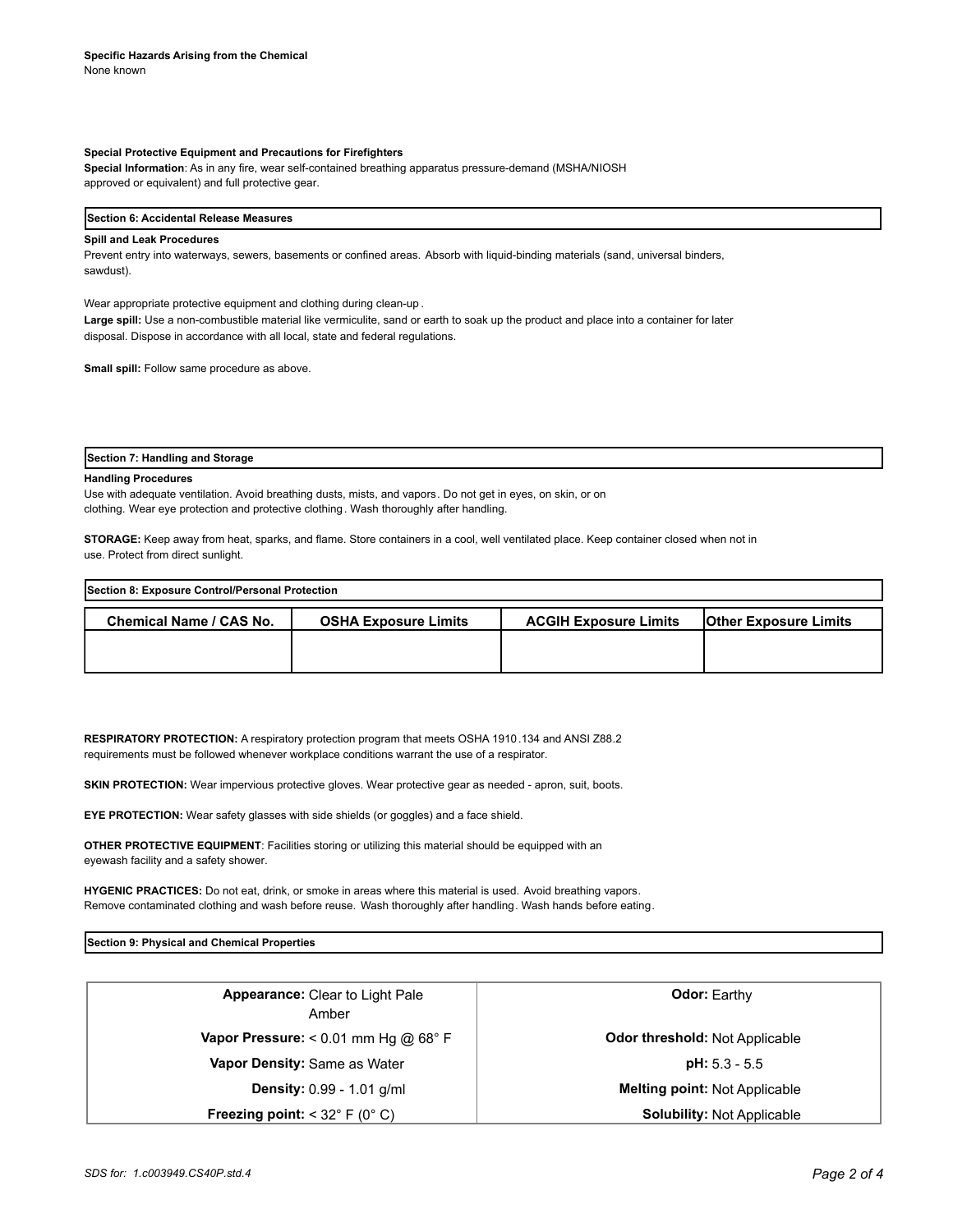**Specific Hazards Arising from the Chemical**
None known

**Special Protective Equipment and Precautions for Firefighters**
**Special Information**: As in any fire, wear self-contained breathing apparatus pressure-demand (MSHA/NIOSH approved or equivalent) and full protective gear.

## Section 6: Accidental Release Measures

**Spill and Leak Procedures**
Prevent entry into waterways, sewers, basements or confined areas. Absorb with liquid-binding materials (sand, universal binders, sawdust).

Wear appropriate protective equipment and clothing during clean-up .
**Large spill:** Use a non-combustible material like vermiculite, sand or earth to soak up the product and place into a container for later disposal. Dispose in accordance with all local, state and federal regulations.

**Small spill:** Follow same procedure as above.

## Section 7: Handling and Storage

**Handling Procedures**
Use with adequate ventilation. Avoid breathing dusts, mists, and vapors. Do not get in eyes, on skin, or on clothing. Wear eye protection and protective clothing. Wash thoroughly after handling.

**STORAGE:** Keep away from heat, sparks, and flame. Store containers in a cool, well ventilated place. Keep container closed when not in use. Protect from direct sunlight.

## Section 8: Exposure Control/Personal Protection

| Chemical Name / CAS No. | OSHA Exposure Limits | ACGIH Exposure Limits | Other Exposure Limits |
|---|---|---|---|
| | | | |

**RESPIRATORY PROTECTION:** A respiratory protection program that meets OSHA 1910.134 and ANSI Z88.2 requirements must be followed whenever workplace conditions warrant the use of a respirator.

**SKIN PROTECTION:** Wear impervious protective gloves. Wear protective gear as needed - apron, suit, boots.

**EYE PROTECTION:** Wear safety glasses with side shields (or goggles) and a face shield.

**OTHER PROTECTIVE EQUIPMENT**: Facilities storing or utilizing this material should be equipped with an eyewash facility and a safety shower.

**HYGENIC PRACTICES:** Do not eat, drink, or smoke in areas where this material is used. Avoid breathing vapors. Remove contaminated clothing and wash before reuse. Wash thoroughly after handling. Wash hands before eating.

## Section 9: Physical and Chemical Properties

| | |
|---|---|
| **Appearance:** Clear to Light Pale Amber | **Odor:** Earthy |
| **Vapor Pressure:** < 0.01 mm Hg @ 68° F | **Odor threshold:** Not Applicable |
| **Vapor Density:** Same as Water | **pH:** 5.3 - 5.5 |
| **Density:** 0.99 - 1.01 g/ml | **Melting point:** Not Applicable |
| **Freezing point:** < 32° F (0° C) | **Solubility:** Not Applicable |

*SDS for: 1.c003949.CS40P.std.4*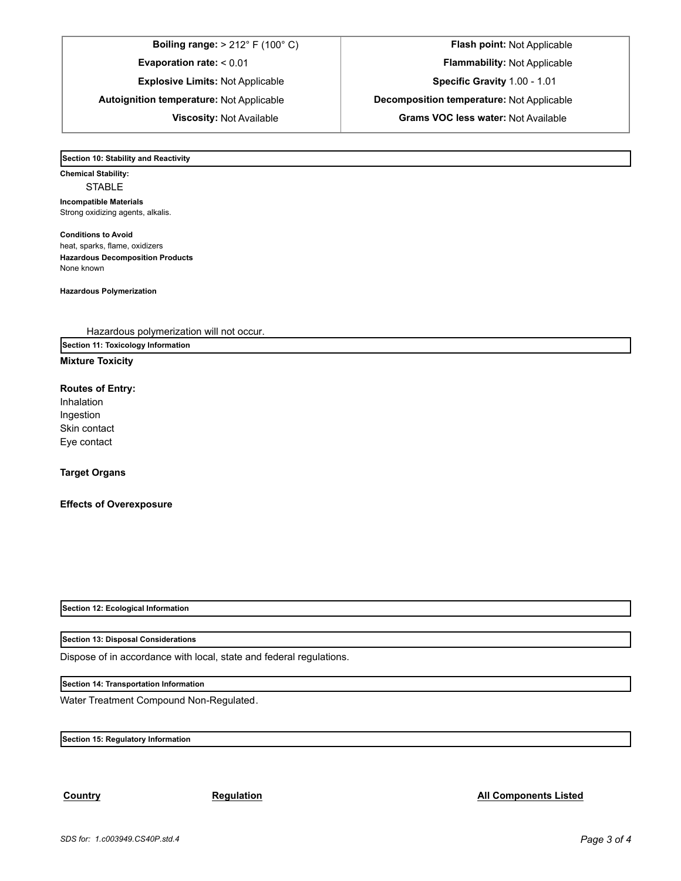| | |
|---|---|
| **Boiling range:** > 212° F (100° C) | **Flash point:** Not Applicable |
| **Evaporation rate:** < 0.01 | **Flammability:** Not Applicable |
| **Explosive Limits:** Not Applicable | **Specific Gravity** 1.00 - 1.01 |
| **Autoignition temperature:** Not Applicable | **Decomposition temperature:** Not Applicable |
| **Viscosity:** Not Available | **Grams VOC less water:** Not Available |

## Section 10: Stability and Reactivity

**Chemical Stability:**

STABLE

**Incompatible Materials**

Strong oxidizing agents, alkalis.

**Conditions to Avoid**

heat, sparks, flame, oxidizers

**Hazardous Decomposition Products**

None known

**Hazardous Polymerization**

Hazardous polymerization will not occur.

## Section 11: Toxicology Information

**Mixture Toxicity**

**Routes of Entry:**

Inhalation
Ingestion
Skin contact
Eye contact

**Target Organs**

**Effects of Overexposure**

## Section 12: Ecological Information

## Section 13: Disposal Considerations

Dispose of in accordance with local, state and federal regulations.

## Section 14: Transportation Information

Water Treatment Compound Non-Regulated.

## Section 15: Regulatory Information

| Country | Regulation | All Components Listed |
|---|---|---|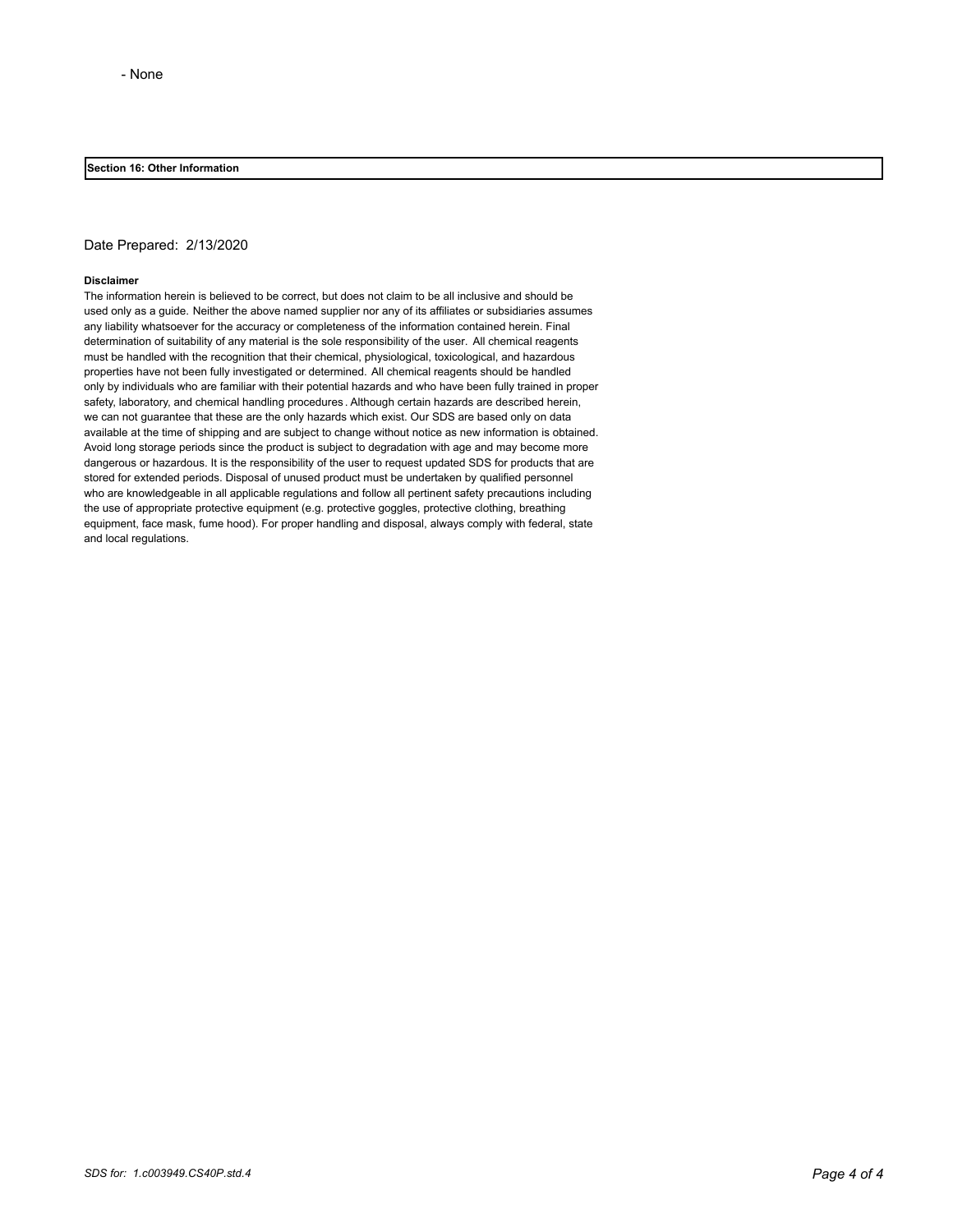- None

## Section 16: Other Information

Date Prepared: 2/13/2020

**Disclaimer**

The information herein is believed to be correct, but does not claim to be all inclusive and should be used only as a guide. Neither the above named supplier nor any of its affiliates or subsidiaries assumes any liability whatsoever for the accuracy or completeness of the information contained herein. Final determination of suitability of any material is the sole responsibility of the user. All chemical reagents must be handled with the recognition that their chemical, physiological, toxicological, and hazardous properties have not been fully investigated or determined. All chemical reagents should be handled only by individuals who are familiar with their potential hazards and who have been fully trained in proper safety, laboratory, and chemical handling procedures . Although certain hazards are described herein, we can not guarantee that these are the only hazards which exist. Our SDS are based only on data available at the time of shipping and are subject to change without notice as new information is obtained. Avoid long storage periods since the product is subject to degradation with age and may become more dangerous or hazardous. It is the responsibility of the user to request updated SDS for products that are stored for extended periods. Disposal of unused product must be undertaken by qualified personnel who are knowledgeable in all applicable regulations and follow all pertinent safety precautions including the use of appropriate protective equipment (e.g. protective goggles, protective clothing, breathing equipment, face mask, fume hood). For proper handling and disposal, always comply with federal, state and local regulations.